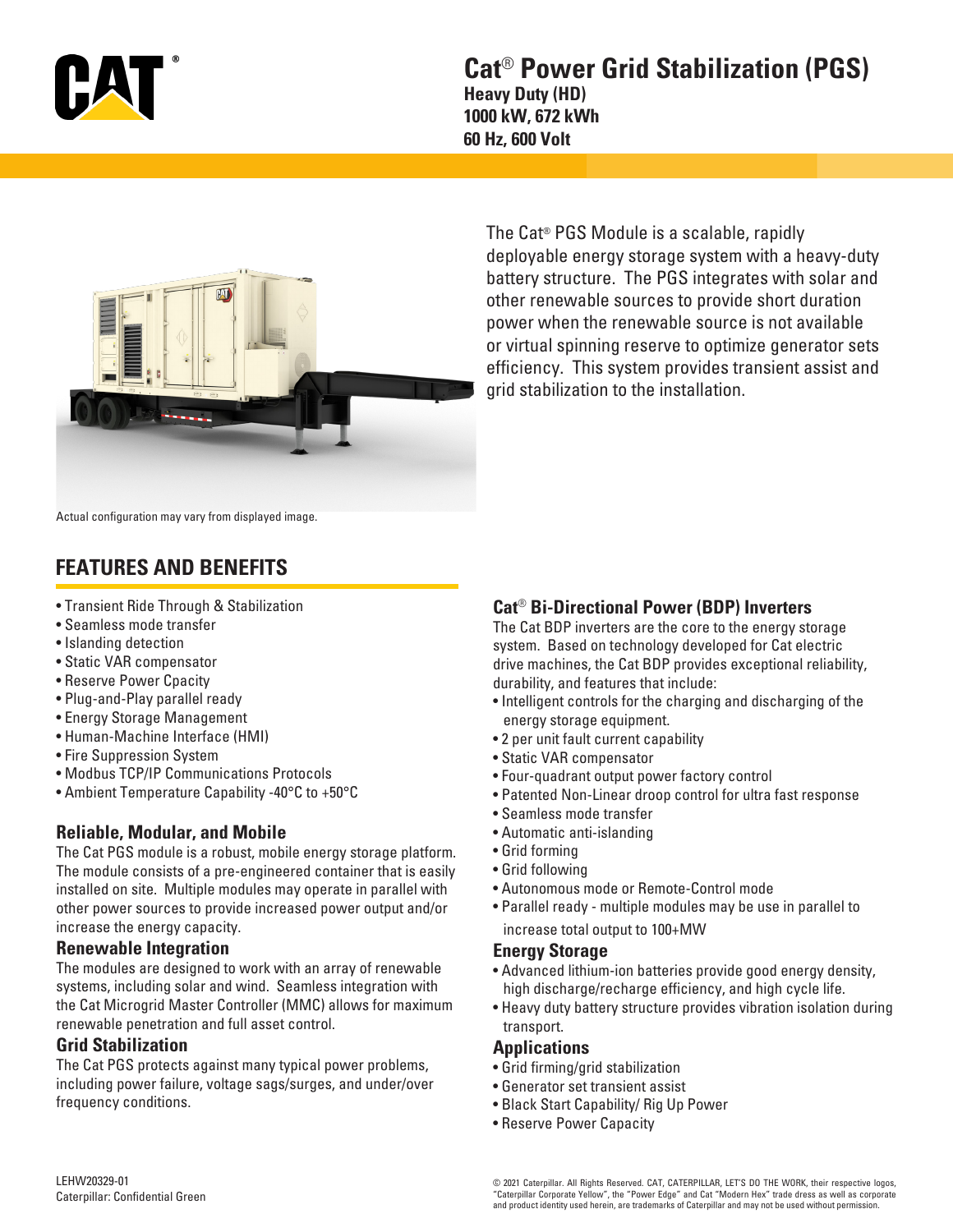# Cat® Power Grid Stabilization (PGS)

**Heavy Duty (HD)**
**1000 kW, 672 kWh**
**60 Hz, 600 Volt**

The Cat® PGS Module is a scalable, rapidly deployable energy storage system with a heavy-duty battery structure. The PGS integrates with solar and other renewable sources to provide short duration power when the renewable source is not available or virtual spinning reserve to optimize generator sets efficiency. This system provides transient assist and grid stabilization to the installation.

Actual configuration may vary from displayed image.

## FEATURES AND BENEFITS

- Transient Ride Through & Stabilization
- Seamless mode transfer
- Islanding detection
- Static VAR compensator
- Reserve Power Cpacity
- Plug-and-Play parallel ready
- Energy Storage Management
- Human-Machine Interface (HMI)
- Fire Suppression System
- Modbus TCP/IP Communications Protocols
- Ambient Temperature Capability -40°C to +50°C

### Reliable, Modular, and Mobile

The Cat PGS module is a robust, mobile energy storage platform. The module consists of a pre-engineered container that is easily installed on site. Multiple modules may operate in parallel with other power sources to provide increased power output and/or increase the energy capacity.

### Renewable Integration

The modules are designed to work with an array of renewable systems, including solar and wind. Seamless integration with the Cat Microgrid Master Controller (MMC) allows for maximum renewable penetration and full asset control.

### Grid Stabilization

The Cat PGS protects against many typical power problems, including power failure, voltage sags/surges, and under/over frequency conditions.

### Cat® Bi-Directional Power (BDP) Inverters

The Cat BDP inverters are the core to the energy storage system. Based on technology developed for Cat electric drive machines, the Cat BDP provides exceptional reliability, durability, and features that include:

- Intelligent controls for the charging and discharging of the energy storage equipment.
- 2 per unit fault current capability
- Static VAR compensator
- Four-quadrant output power factory control
- Patented Non-Linear droop control for ultra fast response
- Seamless mode transfer
- Automatic anti-islanding
- Grid forming
- Grid following
- Autonomous mode or Remote-Control mode
- Parallel ready - multiple modules may be use in parallel to increase total output to 100+MW

### Energy Storage

- Advanced lithium-ion batteries provide good energy density, high discharge/recharge efficiency, and high cycle life.
- Heavy duty battery structure provides vibration isolation during transport.

### Applications

- Grid firming/grid stabilization
- Generator set transient assist
- Black Start Capability/ Rig Up Power
- Reserve Power Capacity

LEHW20329-01
Caterpillar: Confidential Green

© 2021 Caterpillar. All Rights Reserved. CAT, CATERPILLAR, LET'S DO THE WORK, their respective logos, "Caterpillar Corporate Yellow", the "Power Edge" and Cat "Modern Hex" trade dress as well as corporate and product identity used herein, are trademarks of Caterpillar and may not be used without permission.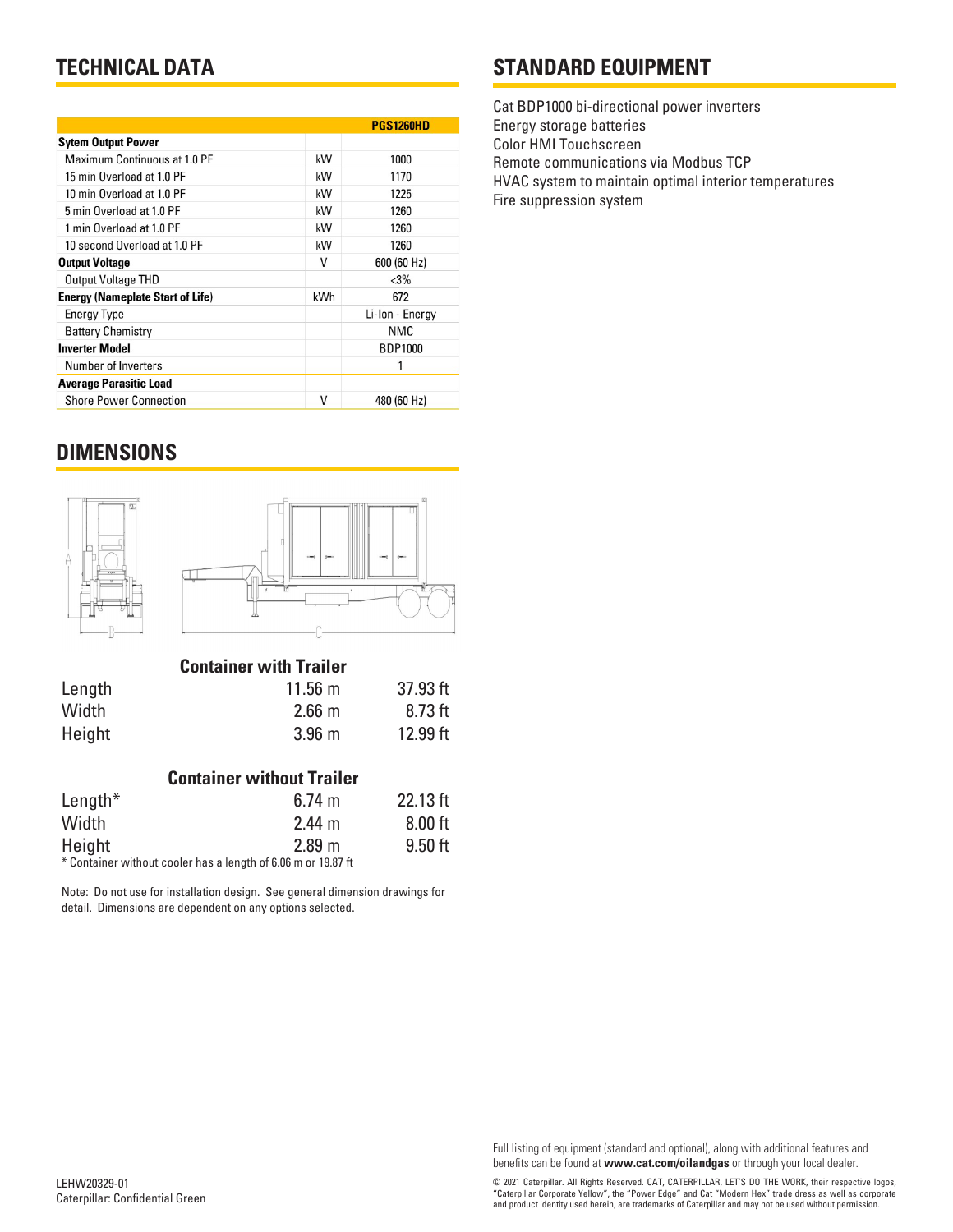## TECHNICAL DATA

| | | PGS1260HD |
|---|---|---|
| **Sytem Output Power** | | |
| Maximum Continuous at 1.0 PF | kW | 1000 |
| 15 min Overload at 1.0 PF | kW | 1170 |
| 10 min Overload at 1.0 PF | kW | 1225 |
| 5 min Overload at 1.0 PF | kW | 1260 |
| 1 min Overload at 1.0 PF | kW | 1260 |
| 10 second Overload at 1.0 PF | kW | 1260 |
| **Output Voltage** | V | 600 (60 Hz) |
| Output Voltage THD | | <3% |
| **Energy (Nameplate Start of Life)** | kWh | 672 |
| Energy Type | | Li-Ion - Energy |
| Battery Chemistry | | NMC |
| **Inverter Model** | | BDP1000 |
| Number of Inverters | | 1 |
| **Average Parasitic Load** | | |
| Shore Power Connection | V | 480 (60 Hz) |

## DIMENSIONS

A

B

C

| Container with Trailer | | |
|---|---|---|
| Length | 11.56 m | 37.93 ft |
| Width | 2.66 m | 8.73 ft |
| Height | 3.96 m | 12.99 ft |

| Container without Trailer | | |
|---|---|---|
| Length* | 6.74 m | 22.13 ft |
| Width | 2.44 m | 8.00 ft |
| Height | 2.89 m | 9.50 ft |

* Container without cooler has a length of 6.06 m or 19.87 ft

Note: Do not use for installation design. See general dimension drawings for detail. Dimensions are dependent on any options selected.

## STANDARD EQUIPMENT

Cat BDP1000 bi-directional power inverters
Energy storage batteries
Color HMI Touchscreen
Remote communications via Modbus TCP
HVAC system to maintain optimal interior temperatures
Fire suppression system

Full listing of equipment (standard and optional), along with additional features and benefits can be found at **www.cat.com/oilandgas** or through your local dealer.

LEHW20329-01
Caterpillar: Confidential Green

© 2021 Caterpillar. All Rights Reserved. CAT, CATERPILLAR, LET'S DO THE WORK, their respective logos, "Caterpillar Corporate Yellow", the "Power Edge" and Cat "Modern Hex" trade dress as well as corporate and product identity used herein, are trademarks of Caterpillar and may not be used without permission.